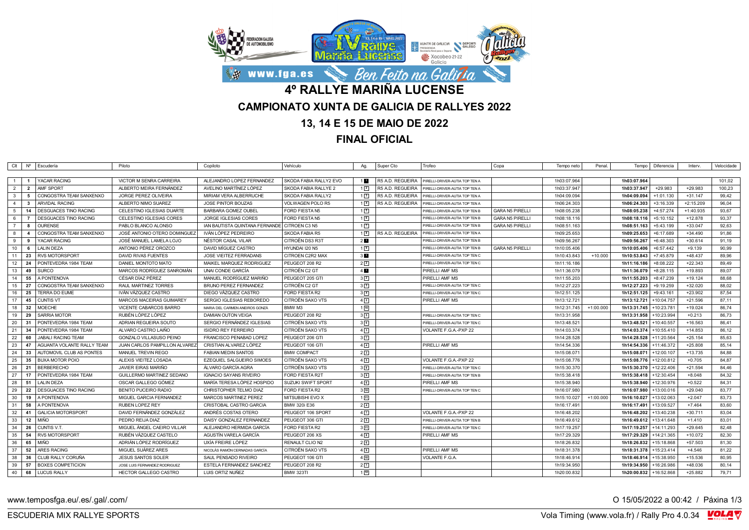# 4º RALLYE MARIÑA LUCENSE

## CAMPIONATO XUNTA DE GALICIA DE RALLYES 2022

## 13, 14 E 15 DE MAIO DE 2022

## FINAL OFICIAL

| Clt | Nº | Escudería | Piloto | Copiloto | Vehículo | Ag. | Super Cto | Trofeo | Copa | Tempo neto | Penal. | Tempo | Diferencia | Interv. | Velocidade |
|---|---|---|---|---|---|---|---|---|---|---|---|---|---|---|---|
| 1 | 1 | YACAR RACING | VICTOR M SENRA CARREIRA | ALEJANDRO LOPEZ FERNANDEZ | SKODA FABIA RALLY2 EVO | 1 1 | R5 A.D. REGUEIRA | PIRELLI-DRIVER-AUTIA TOP TEN A | | 1h03:07.964 | | 1h03:07.964 | | | 101,02 |
| 2 | 2 | AMF SPORT | ALBERTO MEIRA FERNÁNDEZ | AVELINO MARTÍNEZ LÓPEZ | SKODA FABIA RALLYE 2 | 1 2 | R5 A.D. REGUEIRA | PIRELLI-DRIVER-AUTIA TOP TEN A | | 1h03:37.947 | | 1h03:37.947 | +29.983 | +29.983 | 100,23 |
| 3 | 5 | CONGOSTRA TEAM SANXENXO | JORGE PEREZ OLIVEIRA | MIRIAM VERA ALBERRUCHE | SKODA FABIA RALLY2 | 1 3 | R5 A.D. REGUEIRA | PIRELLI-DRIVER-AUTIA TOP TEN A | | 1h04:09.094 | | 1h04:09.094 | +1:01.130 | +31.147 | 99,42 |
| 4 | 3 | ARVIDAL RACING | ALBERTO NIMO SUAREZ | JOSE PINTOR BOUZAS | VOLWAGEN POLO R5 | 1 4 | R5 A.D. REGUEIRA | PIRELLI-DRIVER-AUTIA TOP TEN A | | 1h06:24.303 | | 1h06:24.303 | +3:16.339 | +2:15.209 | 96,04 |
| 5 | 14 | DESGUACES TINO RACING | CELESTINO IGLESIAS DUARTE | BARBARA GOMEZ OUBEL | FORD FIESTA N5 | 1 5 | | PIRELLI-DRIVER-AUTIA TOP TEN B | GARA N5 PIRELLI | 1h08:05.238 | | 1h08:05.238 | +4:57.274 | +1:40.935 | 93,67 |
| 6 | 7 | DESGUACES TINO RACING | CELESTINO IGLESIAS CORES | JORGE IGLESIAS CORES | FORD FIESTA N5 | 1 6 | | PIRELLI-DRIVER-AUTIA TOP TEN B | GARA N5 PIRELLI | 1h08:18.116 | | 1h08:18.116 | +5:10.152 | +12.878 | 93,37 |
| 7 | 8 | OURENSE | PABLO BLANCO ALONSO | IAN BAUTISTA QUINTANA FERNANDE | CITROEN C3 N5 | 1 7 | | PIRELLI-DRIVER-AUTIA TOP TEN B | GARA N5 PIRELLI | 1h08:51.163 | | 1h08:51.163 | +5:43.199 | +33.047 | 92,63 |
| 8 | 4 | CONGOSTRA TEAM SANXENXO | JOSÉ ANTONIO OTERO DOMINGUEZ | IVÁN LÓPEZ PEDREIRO | SKODA FABIA R5 | 1 8 | R5 A.D. REGUEIRA | PIRELLI-DRIVER-AUTIA TOP TEN A | | 1h09:25.653 | | 1h09:25.653 | +6:17.689 | +34.490 | 91,86 |
| 9 | 9 | YACAR RACING | JOSÉ MANUEL LAMELA LOJO | NÉSTOR CASAL VILAR | CITROËN DS3 R3T | 2 1 | | PIRELLI-DRIVER-AUTIA TOP TEN B | | 1h09:56.267 | | 1h09:56.267 | +6:48.303 | +30.614 | 91,19 |
| 10 | 6 | LALIN DEZA | ANTONIO PÉREZ OROZCO | DAVID MÍGUEZ CASTRO | HYUNDAI I20 N5 | 1 9 | | PIRELLI-DRIVER-AUTIA TOP TEN B | GARA N5 PIRELLI | 1h10:05.406 | | 1h10:05.406 | +6:57.442 | +9.139 | 90,99 |
| 11 | 23 | RVS MOTORSPORT | DAVID RIVAS FUENTES | JOSE VIEITEZ FERRADANS | CITROEN C2R2 MAX | 3 1 | | PIRELLI-DRIVER-AUTIA TOP TEN C | | 1h10:43.843 | +10.000 | 1h10:53.843 | +7:45.879 | +48.437 | 89,96 |
| 12 | 24 | PONTEVEDRA 1984 TEAM | DANIEL MONTOTO MATO | MAIKEL MARQUEZ RODRIGUEZ | PEUGEOT 208 R2 | 2 2 | | PIRELLI-DRIVER-AUTIA TOP TEN C | | 1h11:16.186 | | 1h11:16.186 | +8:08.222 | +22.343 | 89,49 |
| 13 | 49 | SURCO | MARCOS RODRÍGUEZ SANROMÁN | UNAI CONDE GARCÍA | CITROËN C2 GT | 4 1 | | PIRELLI AMF MS | | 1h11:36.079 | | 1h11:36.079 | +8:28.115 | +19.893 | 89,07 |
| 14 | 55 | A PONTENOVA | CÉSAR DÍAZ PÉREZ | MANUEL RODRÍGUEZ MARIÑO | PEUGEOT 205 GTI | 3 2 | | PIRELLI AMF MS | | 1h11:55.203 | | 1h11:55.203 | +8:47.239 | +19.124 | 88,68 |
| 15 | 27 | CONGOSTRA TEAM SANXENXO | RAUL MARTINEZ TORRES | BRUNO PEREZ FERNANDEZ | CITROËN C2 GT | 3 3 | | PIRELLI-DRIVER-AUTIA TOP TEN C | | 1h12:27.223 | | 1h12:27.223 | +9:19.259 | +32.020 | 88,02 |
| 16 | 25 | TERRA DO EUME | IVÁN VÁZQUEZ CASTRO | DIEGO VÁZQUEZ CASTRO | FORD FIESTA R2 | 3 4 | | PIRELLI-DRIVER-AUTIA TOP TEN C | | 1h12:51.125 | | 1h12:51.125 | +9:43.161 | +23.902 | 87,54 |
| 17 | 45 | CUNTIS VT | MARCOS MACEIRAS GUIMAREY | SERGIO IGLESIAS REBOREDO | CITROËN SAXO VTS | 4 2 | | PIRELLI AMF MS | | 1h13:12.721 | | 1h13:12.721 | +10:04.757 | +21.596 | 87,11 |
| 18 | 32 | MOECHE | VICENTE CABARCOS BARRO | MARIA DEL CARMEN ANEIROS GONZA | BMW M3 | 1 10 | | | | 1h12:31.745 | +1:00.000 | 1h13:31.745 | +10:23.781 | +19.024 | 86,74 |
| 19 | 29 | SARRIA MOTOR | RUBÉN LÓPEZ LÓPEZ | DAMIAN OUTON VEIGA | PEUGEOT 208 R2 | 3 5 | | PIRELLI-DRIVER-AUTIA TOP TEN C | | 1h13:31.958 | | 1h13:31.958 | +10:23.994 | +0.213 | 86,73 |
| 20 | 31 | PONTEVEDRA 1984 TEAM | ADRIAN REGUEIRA SOUTO | SERGIO FERNÁNDEZ IGLESIAS | CITROËN SAXO VTS | 3 6 | | PIRELLI-DRIVER-AUTIA TOP TEN C | | 1h13:48.521 | | 1h13:48.521 | +10:40.557 | +16.563 | 86,41 |
| 21 | 34 | PONTEVEDRA 1984 TEAM | ALVARO CASTRO LAIÑO | ISIDRO REY FERREIRO | CITROËN SAXO VTS | 4 3 | | VOLANTE F.G.A.-PXP 22 | | 1h14:03.374 | | 1h14:03.374 | +10:55.410 | +14.853 | 86,12 |
| 22 | 60 | JABALI RACING TEAM | GONZALO VILLASUSO PEINO | FRANCISCO PENABAD LOPEZ | PEUGEOT 206 GTI | 3 7 | | | | 1h14:28.528 | | 1h14:28.528 | +11:20.564 | +25.154 | 85,63 |
| 23 | 47 | AGUANTA VOLANTE RALLY TEAM | JUAN CARLOS PAMPILLON ALVAREZ | CRISTIAN ALVAREZ LÓPEZ | PEUGEOT 106 GTI | 4 4 | | PIRELLI AMF MS | | 1h14:54.336 | | 1h14:54.336 | +11:46.372 | +25.808 | 85,14 |
| 24 | 33 | AUTOMOVIL CLUB AS PONTES | MANUEL TREVIN REGO | FABIAN MEDIN SANTOS | BMW COMPACT | 2 3 | | | | 1h15:08.071 | | 1h15:08.071 | +12:00.107 | +13.735 | 84,88 |
| 25 | 35 | BUXA MOTOR POIO | ALEXIS VIEITEZ LOSADA | EZEQUIEL SALGUEIRO SIMOES | CITROËN SAXO VTS | 4 5 | | VOLANTE F.G.A.-PXP 22 | | 1h15:08.776 | | 1h15:08.776 | +12:00.812 | +0.705 | 84,87 |
| 26 | 21 | BERBERECHO | JAVIER EIRAS MARIÑO | ÁLVARO GARCÍA AGRA | CITROËN SAXO VTS | 3 8 | | PIRELLI-DRIVER-AUTIA TOP TEN C | | 1h15:30.370 | | 1h15:30.370 | +12:22.406 | +21.594 | 84,46 |
| 27 | 17 | PONTEVEDRA 1984 TEAM | GUILLERMO MARTINEZ SEDANO | IGNACIO SAYANS RIVEIRO | FORD FIESTA R2T | 3 9 | | PIRELLI-DRIVER-AUTIA TOP TEN B | | 1h15:38.418 | | 1h15:38.418 | +12:30.454 | +8.048 | 84,32 |
| 28 | 51 | LALIN DEZA | OSCAR GALLEGO GÓMEZ | MARÍA TERESA LÓPEZ HOSPIDO | SUZUKI SWIFT SPORT | 4 6 | | PIRELLI AMF MS | | 1h15:38.940 | | 1h15:38.940 | +12:30.976 | +0.522 | 84,31 |
| 29 | 22 | DESGUACES TINO RACING | BENITO PUCEIRO RADIO | CHRISTOPHER TELMO DIAZ | FORD FIESTA R2 | 3 10 | | PIRELLI-DRIVER-AUTIA TOP TEN C | | 1h16:07.980 | | 1h16:07.980 | +13:00.016 | +29.040 | 83,77 |
| 30 | 19 | A PONTENOVA | MIGUEL GARCIA FERNANDEZ | MARCOS MARTINEZ PEREZ | MITSUBISHI EVO X | 1 11 | | | | 1h15:10.027 | +1:00.000 | 1h16:10.027 | +13:02.063 | +2.047 | 83,73 |
| 31 | 58 | A PONTENOVA | RUBEN LOPEZ REY | CRISTOBAL CASTRO GARCIA | BMW 320i E36 | 2 4 | | | | 1h16:17.491 | | 1h16:17.491 | +13:09.527 | +7.464 | 83,60 |
| 32 | 41 | GALICIA MOTORSPORT | DAVID FERNÁNDEZ GONZÁLEZ | ANDRÉS COSTAS OTERO | PEUGEOT 106 SPORT | 4 7 | | VOLANTE F.G.A.-PXP 22 | | 1h16:48.202 | | 1h16:48.202 | +13:40.238 | +30.711 | 83,04 |
| 33 | 12 | MIÑO | PEDRO REIJA DIAZ | DAISY GONZALEZ FERNANDEZ | PEUGEOT 306 GTI | 2 5 | | PIRELLI-DRIVER-AUTIA TOP TEN B | | 1h16:49.612 | | 1h16:49.612 | +13:41.648 | +1.410 | 83,01 |
| 34 | 26 | CUNTIS V.T. | MIGUEL ÁNGEL CAEIRO VILLAR | ALEJANDRO HERMIDA GARCÍA | FORD FIESTA R2 | 3 11 | | PIRELLI-DRIVER-AUTIA TOP TEN C | | 1h17:19.257 | | 1h17:19.257 | +14:11.293 | +29.645 | 82,48 |
| 35 | 54 | RVS MOTORSPORT | RUBÉN VÁZQUEZ CASTELO | AGUSTÍN VARELA GARCÍA | PEUGEOT 206 XS | 4 8 | | PIRELLI AMF MS | | 1h17:29.329 | | 1h17:29.329 | +14:21.365 | +10.072 | 82,30 |
| 36 | 65 | MIÑO | ADRIÁN LÓPEZ RODRÍGUEZ | UXÍA FREIRE LÓPEZ | RENAULT CLIO N2 | 2 6 | | | | 1h18:26.832 | | 1h18:26.832 | +15:18.868 | +57.503 | 81,30 |
| 37 | 52 | ARES RACING | MIGUEL SUÁREZ ARES | NICOLÁS RAMÓN CERNADAS GARCÍA | CITROËN SAXO VTS | 4 9 | | PIRELLI AMF MS | | 1h18:31.378 | | 1h18:31.378 | +15:23.414 | +4.546 | 81,22 |
| 38 | 36 | CLUB RALLY CORUÑA | JESUS SANTOS SOLER | SAUL PENSADO RIVEIRO | PEUGEOT 106 GTI | 4 10 | | VOLANTE F.G.A. | | 1h18:46.914 | | 1h18:46.914 | +15:38.950 | +15.536 | 80,95 |
| 39 | 57 | BOXES COMPETICION | JOSE LUIS FERNANDEZ RODRIGUEZ | ESTELA FERNANDEZ SANCHEZ | PEUGEOT 208 R2 | 2 7 | | | | 1h19:34.950 | | 1h19:34.950 | +16:26.986 | +48.036 | 80,14 |
| 40 | 68 | LUCUS RALLY | HECTOR GALLEGO CASTRO | LUIS ORTIZ NUÑEZ | BMW 323TI | 1 12 | | | | 1h20:00.832 | | 1h20:00.832 | +16:52.868 | +25.882 | 79,71 |

www.temposfga.eu/.es/.gal/.com/

O 15/05/2022 a 00:42 / Páxina 1/3

ESCUDERIA MIX RALLYE SPORTS

Vola Timing (www.vola.fr) / Rally Pro 4.0.34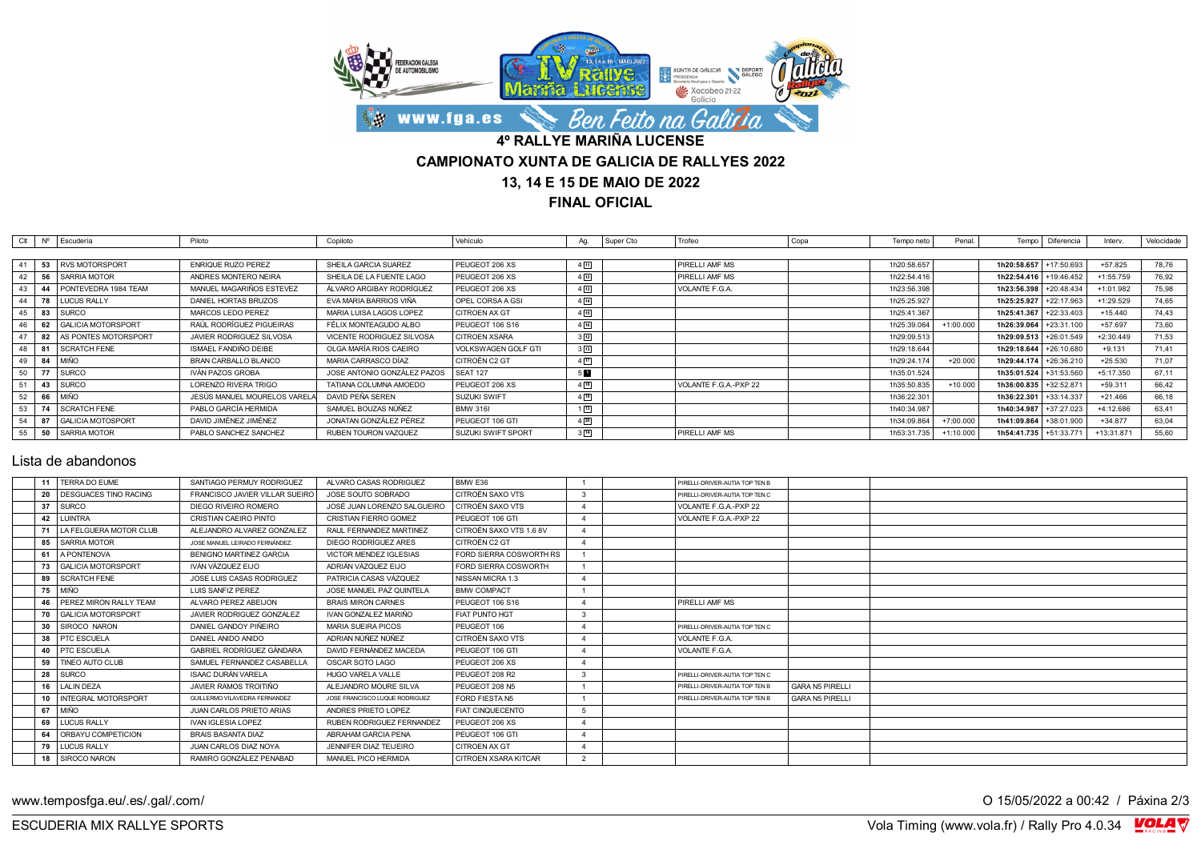# 4º RALLYE MARIÑA LUCENSE

## CAMPIONATO XUNTA DE GALICIA DE RALLYES 2022

## 13, 14 E 15 DE MAIO DE 2022

## FINAL OFICIAL

| Clt | Nº | Escudería | Piloto | Copiloto | Vehículo | Ag. | Super Cto | Trofeo | Copa | Tempo neto | Penal. | Tempo | Diferencia | Interv. | Velocidade |
|---|---|---|---|---|---|---|---|---|---|---|---|---|---|---|---|
| 41 | 53 | RVS MOTORSPORT | ENRIQUE RUZO PEREZ | SHEILA GARCIA SUAREZ | PEUGEOT 206 XS | 4 11 | | PIRELLI AMF MS | | 1h20:58.657 | | **1h20:58.657** | +17:50.693 | +57.825 | 78,76 |
| 42 | 56 | SARRIA MOTOR | ANDRES MONTERO NEIRA | SHEILA DE LA FUENTE LAGO | PEUGEOT 206 XS | 4 12 | | PIRELLI AMF MS | | 1h22:54.416 | | **1h22:54.416** | +19:46.452 | +1:55.759 | 76,92 |
| 43 | 44 | PONTEVEDRA 1984 TEAM | MANUEL MAGARIÑOS ESTEVEZ | ÁLVARO ARGIBAY RODRÍGUEZ | PEUGEOT 206 XS | 4 13 | | VOLANTE F.G.A. | | 1h23:56.398 | | **1h23:56.398** | +20:48.434 | +1:01.982 | 75,98 |
| 44 | 78 | LUCUS RALLY | DANIEL HORTAS BRUZOS | EVA MARIA BARRIOS VIÑA | OPEL CORSA A GSI | 4 14 | | | | 1h25:25.927 | | **1h25:25.927** | +22:17.963 | +1:29.529 | 74,65 |
| 45 | 83 | SURCO | MARCOS LEDO PEREZ | MARIA LUISA LAGOS LOPEZ | CITROEN AX GT | 4 15 | | | | 1h25:41.367 | | **1h25:41.367** | +22:33.403 | +15.440 | 74,43 |
| 46 | 62 | GALICIA MOTORSPORT | RAÚL RODRÍGUEZ PIGUEIRAS | FÉLIX MONTEAGUDO ALBO | PEUGEOT 106 S16 | 4 16 | | | | 1h25:39.064 | +1:00.000 | **1h26:39.064** | +23:31.100 | +57.697 | 73,60 |
| 47 | 82 | AS PONTES MOTORSPORT | JAVIER RODRIGUEZ SILVOSA | VICENTE RODRIGUEZ SILVOSA | CITROEN XSARA | 3 12 | | | | 1h29:09.513 | | **1h29:09.513** | +26:01.549 | +2:30.449 | 71,53 |
| 48 | 81 | SCRATCH FENE | ISMAEL FANDIÑO DEIBE | OLGA MARÍA RIOS CAEIRO | VOLKSWAGEN GOLF GTI | 3 13 | | | | 1h29:18.644 | | **1h29:18.644** | +26:10.680 | +9.131 | 71,41 |
| 49 | 84 | MIÑO | BRAN CARBALLO BLANCO | MARIA CARRASCO DÍAZ | CITROËN C2 GT | 4 17 | | | | 1h29:24.174 | +20.000 | **1h29:44.174** | +26:36.210 | +25.530 | 71,07 |
| 50 | 77 | SURCO | IVÁN PAZOS GROBA | JOSE ANTONIO GONZÁLEZ PAZOS | SEAT 127 | 5 1 | | | | 1h35:01.524 | | **1h35:01.524** | +31:53.560 | +5:17.350 | 67,11 |
| 51 | 43 | SURCO | LORENZO RIVERA TRIGO | TATIANA COLUMNA AMOEDO | PEUGEOT 206 XS | 4 18 | | VOLANTE F.G.A.-PXP 22 | | 1h35:50.835 | +10.000 | **1h36:00.835** | +32:52.871 | +59.311 | 66,42 |
| 52 | 66 | MIÑO | JESÚS MANUEL MOURELOS VARELA | DAVID PEÑA SEREN | SUZUKI SWIFT | 4 19 | | | | 1h36:22.301 | | **1h36:22.301** | +33:14.337 | +21.466 | 66,18 |
| 53 | 74 | SCRATCH FENE | PABLO GARCÍA HERMIDA | SAMUEL BOUZAS NÚÑEZ | BMW 316I | 1 13 | | | | 1h40:34.987 | | **1h40:34.987** | +37:27.023 | +4:12.686 | 63,41 |
| 54 | 87 | GALICIA MOTOSPORT | DAVID JIMÉNEZ JIMÉNEZ | JONATAN GONZÁLEZ PÉREZ | PEUGEOT 106 GTI | 4 20 | | | | 1h34:09.864 | +7:00.000 | **1h41:09.864** | +38:01.900 | +34.877 | 63,04 |
| 55 | 50 | SARRIA MOTOR | PABLO SANCHEZ SANCHEZ | RUBEN TOURON VAZQUEZ | SUZUKI SWIFT SPORT | 3 14 | | PIRELLI AMF MS | | 1h53:31.735 | +1:10.000 | **1h54:41.735** | +51:33.771 | +13:31.871 | 55,60 |

## Lista de abandonos

| Nº | Escudería | Piloto | Copiloto | Vehículo | Ag. | Super Cto | Trofeo | Copa |
|---|---|---|---|---|---|---|---|---|
| 11 | TERRA DO EUME | SANTIAGO PERMUY RODRIGUEZ | ALVARO CASAS RODRIGUEZ | BMW E36 | 1 | | PIRELLI-DRIVER-AUTIA TOP TEN B | |
| 20 | DESGUACES TINO RACING | FRANCISCO JAVIER VILLAR SUEIRO | JOSE SOUTO SOBRADO | CITROËN SAXO VTS | 3 | | PIRELLI-DRIVER-AUTIA TOP TEN C | |
| 37 | SURCO | DIEGO RIVEIRO ROMERO | JOSÉ JUAN LORENZO SALGUEIRO | CITROËN SAXO VTS | 4 | | VOLANTE F.G.A.-PXP 22 | |
| 42 | LUINTRA | CRISTIAN CAEIRO PINTO | CRISTIAN FIERRO GOMEZ | PEUGEOT 106 GTI | 4 | | VOLANTE F.G.A.-PXP 22 | |
| 71 | LA FELGUERA MOTOR CLUB | ALEJANDRO ALVAREZ GONZALEZ | RAUL FERNANDEZ MARTINEZ | CITROËN SAXO VTS 1.6 8V | 4 | | | |
| 85 | SARRIA MOTOR | JOSE MANUEL LEIRADO FERNÁNDEZ. | DIEGO RODRÍGUEZ ARES | CITROËN C2 GT | 4 | | | |
| 61 | A PONTENOVA | BENIGNO MARTINEZ GARCIA | VICTOR MENDEZ IGLESIAS | FORD SIERRA COSWORTH RS | 1 | | | |
| 73 | GALICIA MOTORSPORT | IVÁN VÁZQUEZ EIJO | ADRIÁN VÁZQUEZ EIJO | FORD SIERRA COSWORTH | 1 | | | |
| 89 | SCRATCH FENE | JOSE LUIS CASAS RODRIGUEZ | PATRICIA CASAS VÁZQUEZ | NISSAN MICRA 1.3 | 4 | | | |
| 75 | MIÑO | LUIS SANFIZ PEREZ | JOSE MANUEL PAZ QUINTELA | BMW COMPACT | 1 | | | |
| 46 | PEREZ MIRON RALLY TEAM | ALVARO PEREZ ABEIJON | BRAIS MIRON CARNES | PEUGEOT 106 S16 | 4 | | PIRELLI AMF MS | |
| 70 | GALICIA MOTORSPORT | JAVIER RODRIGUEZ GONZALEZ | IVAN GONZALEZ MARIÑO | FIAT PUNTO HGT | 3 | | | |
| 30 | SIROCO NARON | DANIEL GANDOY PIÑEIRO | MARIA SUEIRA PICOS | PEUGEOT 106 | 4 | | PIRELLI-DRIVER-AUTIA TOP TEN C | |
| 38 | PTC ESCUELA | DANIEL ANIDO ANIDO | ADRIAN NÚÑEZ NÚÑEZ | CITROËN SAXO VTS | 4 | | VOLANTE F.G.A. | |
| 40 | PTC ESCUELA | GABRIEL RODRÍGUEZ GÁNDARA | DAVID FERNÁNDEZ MACEDA | PEUGEOT 106 GTI | 4 | | VOLANTE F.G.A. | |
| 59 | TINEO AUTO CLUB | SAMUEL FERNANDEZ CASABELLA | OSCAR SOTO LAGO | PEUGEOT 206 XS | 4 | | | |
| 28 | SURCO | ISAAC DURÁN VARELA | HUGO VARELA VALLE | PEUGEOT 208 R2 | 3 | | PIRELLI-DRIVER-AUTIA TOP TEN C | |
| 16 | LALIN DEZA | JAVIER RAMOS TROITIÑO | ALEJANDRO MOURE SILVA | PEUGEOT 208 N5 | 1 | | PIRELLI-DRIVER-AUTIA TOP TEN B | GARA N5 PIRELLI |
| 10 | INTEGRAL MOTORSPORT | GUILLERMO VILAVEDRA FERNANDEZ | JOSE FRANCISCO LUQUE RODRIGUEZ | FORD FIESTA N5 | 1 | | PIRELLI-DRIVER-AUTIA TOP TEN B | GARA N5 PIRELLI |
| 67 | MIÑO | JUAN CARLOS PRIETO ARIAS | ANDRES PRIETO LOPEZ | FIAT CINQUECENTO | 5 | | | |
| 69 | LUCUS RALLY | IVAN IGLESIA LOPEZ | RUBEN RODRIGUEZ FERNANDEZ | PEUGEOT 206 XS | 4 | | | |
| 64 | ORBAYU COMPETICION | BRAIS BASANTA DIAZ | ABRAHAM GARCIA PENA | PEUGEOT 106 GTI | 4 | | | |
| 79 | LUCUS RALLY | JUAN CARLOS DIAZ NOYA | JENNIFER DIAZ TEIJEIRO | CITROEN AX GT | 4 | | | |
| 18 | SIROCO NARON | RAMIRO GONZÁLEZ PENABAD | MANUEL PICO HERMIDA | CITROEN XSARA KITCAR | 2 | | | |

www.temposfga.eu/.es/.gal/.com/ — O 15/05/2022 a 00:42

ESCUDERIA MIX RALLYE SPORTS — Vola Timing (www.vola.fr) / Rally Pro 4.0.34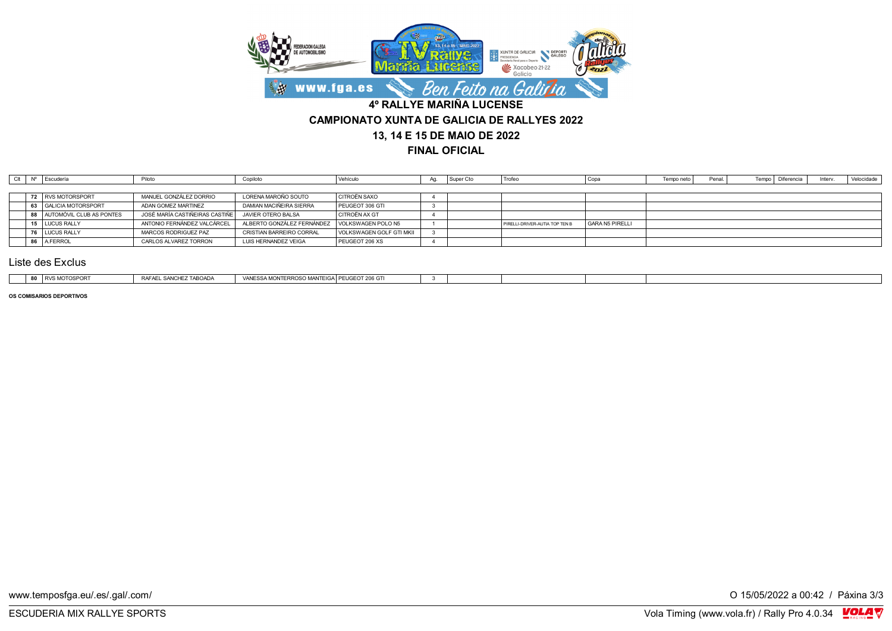# 4º RALLYE MARIÑA LUCENSE

## CAMPIONATO XUNTA DE GALICIA DE RALLYES 2022

## 13, 14 E 15 DE MAIO DE 2022

## FINAL OFICIAL

| Clt | Nº | Escudería | Piloto | Copiloto | Vehículo | Ag. | Super Cto | Trofeo | Copa | Tempo neto | Penal. | Tempo | Diferencia | Interv. | Velocidade |
|---|---|---|---|---|---|---|---|---|---|---|---|---|---|---|---|
| | 72 | RVS MOTORSPORT | MANUEL GONZÁLEZ DORRIO | LORENA MAROÑO SOUTO | CITROËN SAXO | 4 | | | | | | | | | |
| | 63 | GALICIA MOTORSPORT | ADAN GOMEZ MARTINEZ | DAMIAN MACIÑEIRA SIERRA | PEUGEOT 306 GTI | 3 | | | | | | | | | |
| | 88 | AUTOMÓVIL CLUB AS PONTES | JOSÉ MARÍA CASTIÑEIRAS CASTIÑE | JAVIER OTERO BALSA | CITROËN AX GT | 4 | | | | | | | | | |
| | 15 | LUCUS RALLY | ANTONIO FERNÁNDEZ VALCÁRCEL | ALBERTO GONZÁLEZ FERNÁNDEZ | VOLKSWAGEN POLO N5 | 1 | | PIRELLI-DRIVER-AUTIA TOP TEN B | GARA N5 PIRELLI | | | | | | |
| | 76 | LUCUS RALLY | MARCOS RODRIGUEZ PAZ | CRISTIAN BARREIRO CORRAL | VOLKSWAGEN GOLF GTI MKII | 3 | | | | | | | | | |
| | 86 | A.FERROL | CARLOS ALVAREZ TORRON | LUIS HERNANDEZ VEIGA | PEUGEOT 206 XS | 4 | | | | | | | | | |

## Liste des Exclus

| Clt | Nº | Escudería | Piloto | Copiloto | Vehículo | Ag. | Super Cto | Trofeo | Copa | |
|---|---|---|---|---|---|---|---|---|---|---|
| | 80 | RVS MOTOSPORT | RAFAEL SANCHEZ TABOADA | VANESSA MONTERROSO MANTEIGA | PEUGEOT 206 GTI | 3 | | | | |

**OS COMISARIOS DEPORTIVOS**

www.temposfga.eu/.es/.gal/.com/

O 15/05/2022 a 00:42

ESCUDERIA MIX RALLYE SPORTS

Vola Timing (www.vola.fr) / Rally Pro 4.0.34